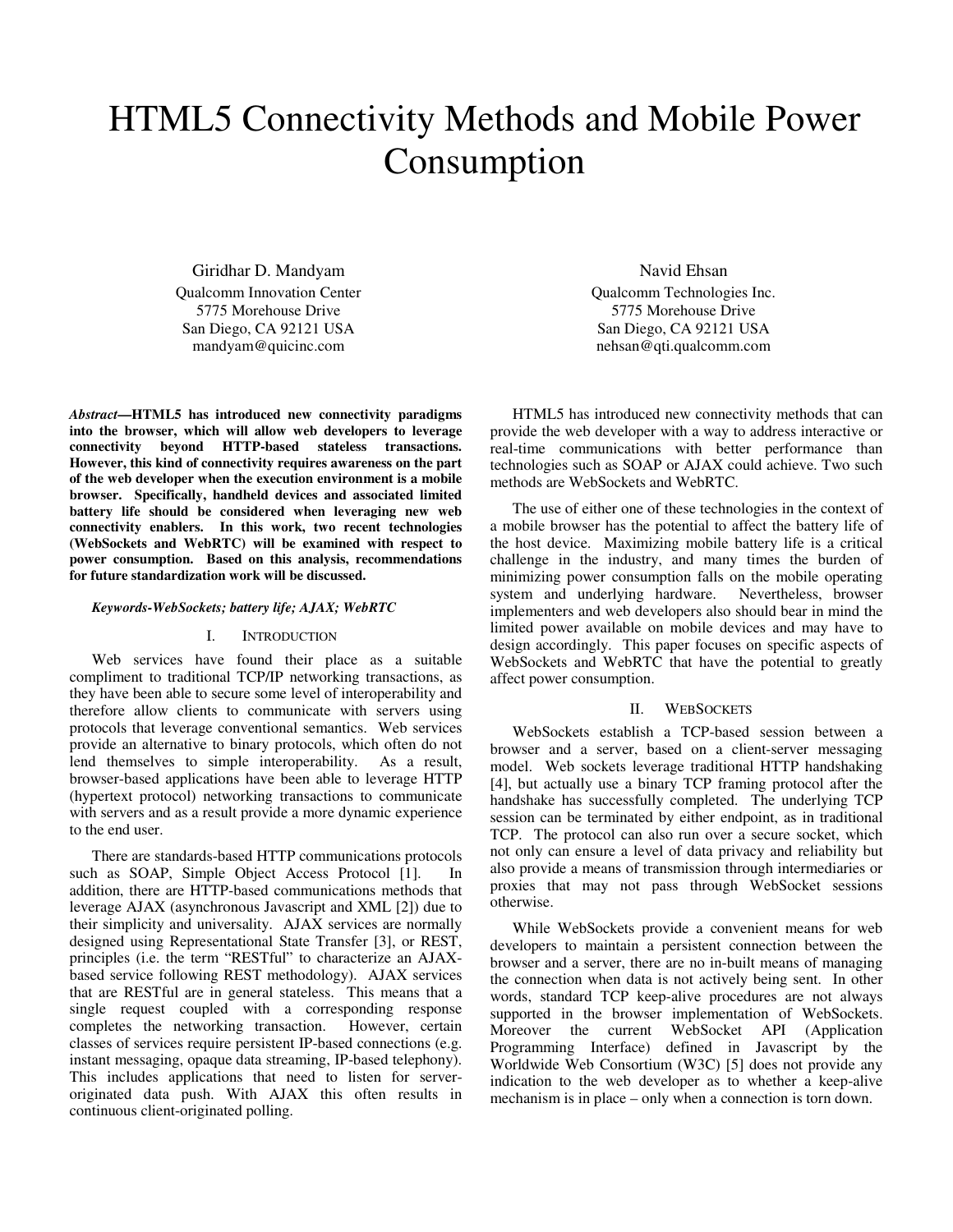# HTML5 Connectivity Methods and Mobile Power Consumption

Giridhar D. Mandyam
Qualcomm Innovation Center
5775 Morehouse Drive
San Diego, CA 92121 USA
mandyam@quicinc.com

Navid Ehsan
Qualcomm Technologies Inc.
5775 Morehouse Drive
San Diego, CA 92121 USA
nehsan@qti.qualcomm.com

***Abstract*—HTML5 has introduced new connectivity paradigms into the browser, which will allow web developers to leverage connectivity beyond HTTP-based stateless transactions. However, this kind of connectivity requires awareness on the part of the web developer when the execution environment is a mobile browser. Specifically, handheld devices and associated limited battery life should be considered when leveraging new web connectivity enablers. In this work, two recent technologies (WebSockets and WebRTC) will be examined with respect to power consumption. Based on this analysis, recommendations for future standardization work will be discussed.**

***Keywords-WebSockets; battery life; AJAX; WebRTC***

## I. Introduction

Web services have found their place as a suitable compliment to traditional TCP/IP networking transactions, as they have been able to secure some level of interoperability and therefore allow clients to communicate with servers using protocols that leverage conventional semantics. Web services provide an alternative to binary protocols, which often do not lend themselves to simple interoperability. As a result, browser-based applications have been able to leverage HTTP (hypertext protocol) networking transactions to communicate with servers and as a result provide a more dynamic experience to the end user.

There are standards-based HTTP communications protocols such as SOAP, Simple Object Access Protocol [1]. In addition, there are HTTP-based communications methods that leverage AJAX (asynchronous Javascript and XML [2]) due to their simplicity and universality. AJAX services are normally designed using Representational State Transfer [3], or REST, principles (i.e. the term "RESTful" to characterize an AJAX-based service following REST methodology). AJAX services that are RESTful are in general stateless. This means that a single request coupled with a corresponding response completes the networking transaction. However, certain classes of services require persistent IP-based connections (e.g. instant messaging, opaque data streaming, IP-based telephony). This includes applications that need to listen for server-originated data push. With AJAX this often results in continuous client-originated polling.

HTML5 has introduced new connectivity methods that can provide the web developer with a way to address interactive or real-time communications with better performance than technologies such as SOAP or AJAX could achieve. Two such methods are WebSockets and WebRTC.

The use of either one of these technologies in the context of a mobile browser has the potential to affect the battery life of the host device. Maximizing mobile battery life is a critical challenge in the industry, and many times the burden of minimizing power consumption falls on the mobile operating system and underlying hardware. Nevertheless, browser implementers and web developers also should bear in mind the limited power available on mobile devices and may have to design accordingly. This paper focuses on specific aspects of WebSockets and WebRTC that have the potential to greatly affect power consumption.

## II. WebSockets

WebSockets establish a TCP-based session between a browser and a server, based on a client-server messaging model. Web sockets leverage traditional HTTP handshaking [4], but actually use a binary TCP framing protocol after the handshake has successfully completed. The underlying TCP session can be terminated by either endpoint, as in traditional TCP. The protocol can also run over a secure socket, which not only can ensure a level of data privacy and reliability but also provide a means of transmission through intermediaries or proxies that may not pass through WebSocket sessions otherwise.

While WebSockets provide a convenient means for web developers to maintain a persistent connection between the browser and a server, there are no in-built means of managing the connection when data is not actively being sent. In other words, standard TCP keep-alive procedures are not always supported in the browser implementation of WebSockets. Moreover the current WebSocket API (Application Programming Interface) defined in Javascript by the Worldwide Web Consortium (W3C) [5] does not provide any indication to the web developer as to whether a keep-alive mechanism is in place – only when a connection is torn down.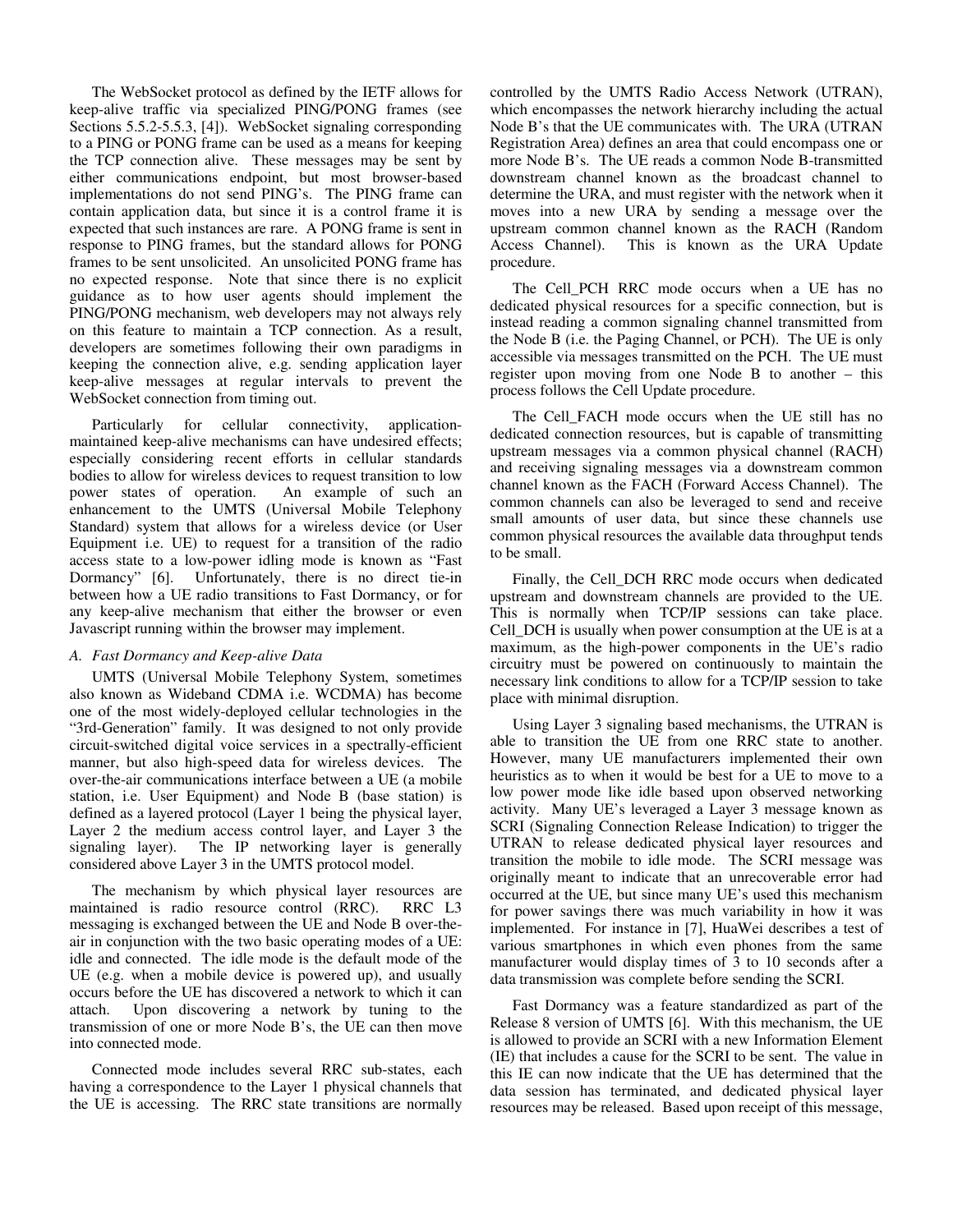The WebSocket protocol as defined by the IETF allows for keep-alive traffic via specialized PING/PONG frames (see Sections 5.5.2-5.5.3, [4]). WebSocket signaling corresponding to a PING or PONG frame can be used as a means for keeping the TCP connection alive. These messages may be sent by either communications endpoint, but most browser-based implementations do not send PING's. The PING frame can contain application data, but since it is a control frame it is expected that such instances are rare. A PONG frame is sent in response to PING frames, but the standard allows for PONG frames to be sent unsolicited. An unsolicited PONG frame has no expected response. Note that since there is no explicit guidance as to how user agents should implement the PING/PONG mechanism, web developers may not always rely on this feature to maintain a TCP connection. As a result, developers are sometimes following their own paradigms in keeping the connection alive, e.g. sending application layer keep-alive messages at regular intervals to prevent the WebSocket connection from timing out.

Particularly for cellular connectivity, application-maintained keep-alive mechanisms can have undesired effects; especially considering recent efforts in cellular standards bodies to allow for wireless devices to request transition to low power states of operation. An example of such an enhancement to the UMTS (Universal Mobile Telephony Standard) system that allows for a wireless device (or User Equipment i.e. UE) to request for a transition of the radio access state to a low-power idling mode is known as "Fast Dormancy" [6]. Unfortunately, there is no direct tie-in between how a UE radio transitions to Fast Dormancy, or for any keep-alive mechanism that either the browser or even Javascript running within the browser may implement.

### *A. Fast Dormancy and Keep-alive Data*

UMTS (Universal Mobile Telephony System, sometimes also known as Wideband CDMA i.e. WCDMA) has become one of the most widely-deployed cellular technologies in the "3rd-Generation" family. It was designed to not only provide circuit-switched digital voice services in a spectrally-efficient manner, but also high-speed data for wireless devices. The over-the-air communications interface between a UE (a mobile station, i.e. User Equipment) and Node B (base station) is defined as a layered protocol (Layer 1 being the physical layer, Layer 2 the medium access control layer, and Layer 3 the signaling layer). The IP networking layer is generally considered above Layer 3 in the UMTS protocol model.

The mechanism by which physical layer resources are maintained is radio resource control (RRC). RRC L3 messaging is exchanged between the UE and Node B over-the-air in conjunction with the two basic operating modes of a UE: idle and connected. The idle mode is the default mode of the UE (e.g. when a mobile device is powered up), and usually occurs before the UE has discovered a network to which it can attach. Upon discovering a network by tuning to the transmission of one or more Node B's, the UE can then move into connected mode.

Connected mode includes several RRC sub-states, each having a correspondence to the Layer 1 physical channels that the UE is accessing. The RRC state transitions are normally controlled by the UMTS Radio Access Network (UTRAN), which encompasses the network hierarchy including the actual Node B's that the UE communicates with. The URA (UTRAN Registration Area) defines an area that could encompass one or more Node B's. The UE reads a common Node B-transmitted downstream channel known as the broadcast channel to determine the URA, and must register with the network when it moves into a new URA by sending a message over the upstream common channel known as the RACH (Random Access Channel). This is known as the URA Update procedure.

The Cell_PCH RRC mode occurs when a UE has no dedicated physical resources for a specific connection, but is instead reading a common signaling channel transmitted from the Node B (i.e. the Paging Channel, or PCH). The UE is only accessible via messages transmitted on the PCH. The UE must register upon moving from one Node B to another – this process follows the Cell Update procedure.

The Cell_FACH mode occurs when the UE still has no dedicated connection resources, but is capable of transmitting upstream messages via a common physical channel (RACH) and receiving signaling messages via a downstream common channel known as the FACH (Forward Access Channel). The common channels can also be leveraged to send and receive small amounts of user data, but since these channels use common physical resources the available data throughput tends to be small.

Finally, the Cell_DCH RRC mode occurs when dedicated upstream and downstream channels are provided to the UE. This is normally when TCP/IP sessions can take place. Cell_DCH is usually when power consumption at the UE is at a maximum, as the high-power components in the UE's radio circuitry must be powered on continuously to maintain the necessary link conditions to allow for a TCP/IP session to take place with minimal disruption.

Using Layer 3 signaling based mechanisms, the UTRAN is able to transition the UE from one RRC state to another. However, many UE manufacturers implemented their own heuristics as to when it would be best for a UE to move to a low power mode like idle based upon observed networking activity. Many UE's leveraged a Layer 3 message known as SCRI (Signaling Connection Release Indication) to trigger the UTRAN to release dedicated physical layer resources and transition the mobile to idle mode. The SCRI message was originally meant to indicate that an unrecoverable error had occurred at the UE, but since many UE's used this mechanism for power savings there was much variability in how it was implemented. For instance in [7], HuaWei describes a test of various smartphones in which even phones from the same manufacturer would display times of 3 to 10 seconds after a data transmission was complete before sending the SCRI.

Fast Dormancy was a feature standardized as part of the Release 8 version of UMTS [6]. With this mechanism, the UE is allowed to provide an SCRI with a new Information Element (IE) that includes a cause for the SCRI to be sent. The value in this IE can now indicate that the UE has determined that the data session has terminated, and dedicated physical layer resources may be released. Based upon receipt of this message,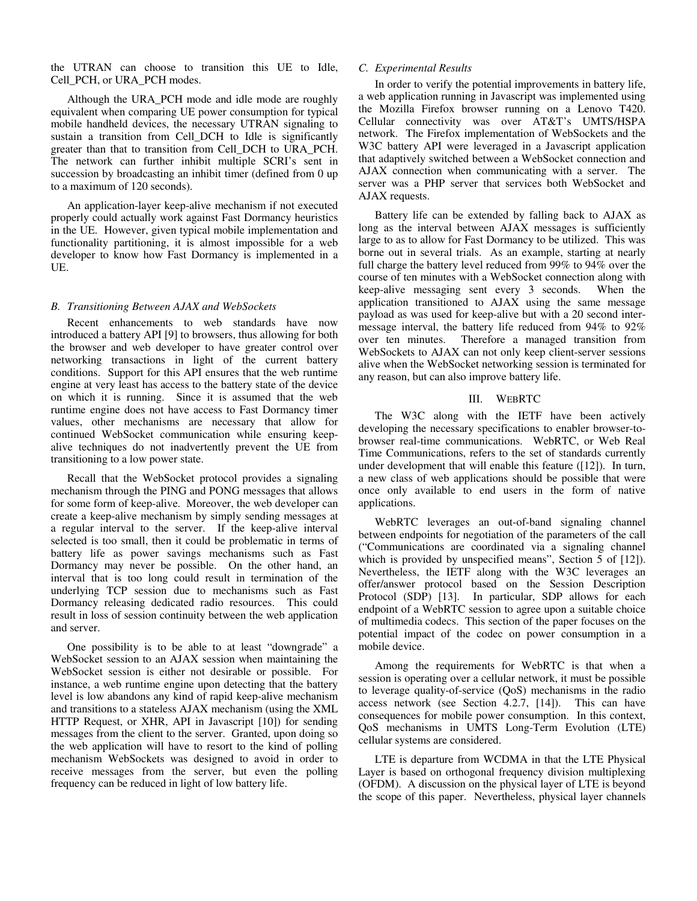the UTRAN can choose to transition this UE to Idle, Cell_PCH, or URA_PCH modes.

Although the URA_PCH mode and idle mode are roughly equivalent when comparing UE power consumption for typical mobile handheld devices, the necessary UTRAN signaling to sustain a transition from Cell_DCH to Idle is significantly greater than that to transition from Cell_DCH to URA_PCH. The network can further inhibit multiple SCRI's sent in succession by broadcasting an inhibit timer (defined from 0 up to a maximum of 120 seconds).

An application-layer keep-alive mechanism if not executed properly could actually work against Fast Dormancy heuristics in the UE. However, given typical mobile implementation and functionality partitioning, it is almost impossible for a web developer to know how Fast Dormancy is implemented in a UE.

### *B. Transitioning Between AJAX and WebSockets*

Recent enhancements to web standards have now introduced a battery API [9] to browsers, thus allowing for both the browser and web developer to have greater control over networking transactions in light of the current battery conditions. Support for this API ensures that the web runtime engine at very least has access to the battery state of the device on which it is running. Since it is assumed that the web runtime engine does not have access to Fast Dormancy timer values, other mechanisms are necessary that allow for continued WebSocket communication while ensuring keep-alive techniques do not inadvertently prevent the UE from transitioning to a low power state.

Recall that the WebSocket protocol provides a signaling mechanism through the PING and PONG messages that allows for some form of keep-alive. Moreover, the web developer can create a keep-alive mechanism by simply sending messages at a regular interval to the server. If the keep-alive interval selected is too small, then it could be problematic in terms of battery life as power savings mechanisms such as Fast Dormancy may never be possible. On the other hand, an interval that is too long could result in termination of the underlying TCP session due to mechanisms such as Fast Dormancy releasing dedicated radio resources. This could result in loss of session continuity between the web application and server.

One possibility is to be able to at least "downgrade" a WebSocket session to an AJAX session when maintaining the WebSocket session is either not desirable or possible. For instance, a web runtime engine upon detecting that the battery level is low abandons any kind of rapid keep-alive mechanism and transitions to a stateless AJAX mechanism (using the XML HTTP Request, or XHR, API in Javascript [10]) for sending messages from the client to the server. Granted, upon doing so the web application will have to resort to the kind of polling mechanism WebSockets was designed to avoid in order to receive messages from the server, but even the polling frequency can be reduced in light of low battery life.

### *C. Experimental Results*

In order to verify the potential improvements in battery life, a web application running in Javascript was implemented using the Mozilla Firefox browser running on a Lenovo T420. Cellular connectivity was over AT&T's UMTS/HSPA network. The Firefox implementation of WebSockets and the W3C battery API were leveraged in a Javascript application that adaptively switched between a WebSocket connection and AJAX connection when communicating with a server. The server was a PHP server that services both WebSocket and AJAX requests.

Battery life can be extended by falling back to AJAX as long as the interval between AJAX messages is sufficiently large to as to allow for Fast Dormancy to be utilized. This was borne out in several trials. As an example, starting at nearly full charge the battery level reduced from 99% to 94% over the course of ten minutes with a WebSocket connection along with keep-alive messaging sent every 3 seconds. When the application transitioned to AJAX using the same message payload as was used for keep-alive but with a 20 second inter-message interval, the battery life reduced from 94% to 92% over ten minutes. Therefore a managed transition from WebSockets to AJAX can not only keep client-server sessions alive when the WebSocket networking session is terminated for any reason, but can also improve battery life.

## III. WebRTC

The W3C along with the IETF have been actively developing the necessary specifications to enabler browser-to-browser real-time communications. WebRTC, or Web Real Time Communications, refers to the set of standards currently under development that will enable this feature ([12]). In turn, a new class of web applications should be possible that were once only available to end users in the form of native applications.

WebRTC leverages an out-of-band signaling channel between endpoints for negotiation of the parameters of the call ("Communications are coordinated via a signaling channel which is provided by unspecified means", Section 5 of [12]). Nevertheless, the IETF along with the W3C leverages an offer/answer protocol based on the Session Description Protocol (SDP) [13]. In particular, SDP allows for each endpoint of a WebRTC session to agree upon a suitable choice of multimedia codecs. This section of the paper focuses on the potential impact of the codec on power consumption in a mobile device.

Among the requirements for WebRTC is that when a session is operating over a cellular network, it must be possible to leverage quality-of-service (QoS) mechanisms in the radio access network (see Section 4.2.7, [14]). This can have consequences for mobile power consumption. In this context, QoS mechanisms in UMTS Long-Term Evolution (LTE) cellular systems are considered.

LTE is departure from WCDMA in that the LTE Physical Layer is based on orthogonal frequency division multiplexing (OFDM). A discussion on the physical layer of LTE is beyond the scope of this paper. Nevertheless, physical layer channels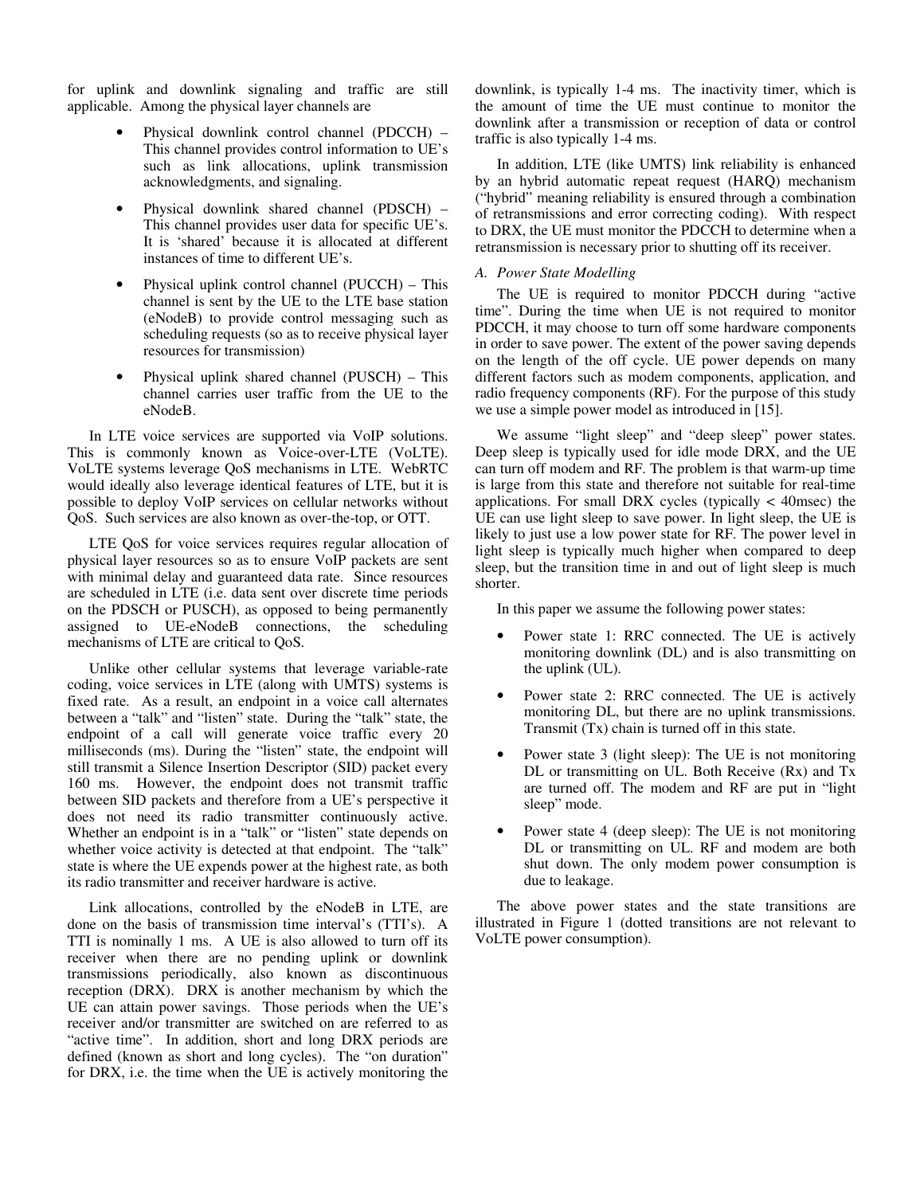for uplink and downlink signaling and traffic are still applicable. Among the physical layer channels are

- Physical downlink control channel (PDCCH) – This channel provides control information to UE's such as link allocations, uplink transmission acknowledgments, and signaling.
- Physical downlink shared channel (PDSCH) – This channel provides user data for specific UE's. It is 'shared' because it is allocated at different instances of time to different UE's.
- Physical uplink control channel (PUCCH) – This channel is sent by the UE to the LTE base station (eNodeB) to provide control messaging such as scheduling requests (so as to receive physical layer resources for transmission)
- Physical uplink shared channel (PUSCH) – This channel carries user traffic from the UE to the eNodeB.

In LTE voice services are supported via VoIP solutions. This is commonly known as Voice-over-LTE (VoLTE). VoLTE systems leverage QoS mechanisms in LTE. WebRTC would ideally also leverage identical features of LTE, but it is possible to deploy VoIP services on cellular networks without QoS. Such services are also known as over-the-top, or OTT.

LTE QoS for voice services requires regular allocation of physical layer resources so as to ensure VoIP packets are sent with minimal delay and guaranteed data rate. Since resources are scheduled in LTE (i.e. data sent over discrete time periods on the PDSCH or PUSCH), as opposed to being permanently assigned to UE-eNodeB connections, the scheduling mechanisms of LTE are critical to QoS.

Unlike other cellular systems that leverage variable-rate coding, voice services in LTE (along with UMTS) systems is fixed rate. As a result, an endpoint in a voice call alternates between a "talk" and "listen" state. During the "talk" state, the endpoint of a call will generate voice traffic every 20 milliseconds (ms). During the "listen" state, the endpoint will still transmit a Silence Insertion Descriptor (SID) packet every 160 ms. However, the endpoint does not transmit traffic between SID packets and therefore from a UE's perspective it does not need its radio transmitter continuously active. Whether an endpoint is in a "talk" or "listen" state depends on whether voice activity is detected at that endpoint. The "talk" state is where the UE expends power at the highest rate, as both its radio transmitter and receiver hardware is active.

Link allocations, controlled by the eNodeB in LTE, are done on the basis of transmission time interval's (TTI's). A TTI is nominally 1 ms. A UE is also allowed to turn off its receiver when there are no pending uplink or downlink transmissions periodically, also known as discontinuous reception (DRX). DRX is another mechanism by which the UE can attain power savings. Those periods when the UE's receiver and/or transmitter are switched on are referred to as "active time". In addition, short and long DRX periods are defined (known as short and long cycles). The "on duration" for DRX, i.e. the time when the UE is actively monitoring the downlink, is typically 1-4 ms. The inactivity timer, which is the amount of time the UE must continue to monitor the downlink after a transmission or reception of data or control traffic is also typically 1-4 ms.

In addition, LTE (like UMTS) link reliability is enhanced by an hybrid automatic repeat request (HARQ) mechanism ("hybrid" meaning reliability is ensured through a combination of retransmissions and error correcting coding). With respect to DRX, the UE must monitor the PDCCH to determine when a retransmission is necessary prior to shutting off its receiver.

### *A. Power State Modelling*

The UE is required to monitor PDCCH during "active time". During the time when UE is not required to monitor PDCCH, it may choose to turn off some hardware components in order to save power. The extent of the power saving depends on the length of the off cycle. UE power depends on many different factors such as modem components, application, and radio frequency components (RF). For the purpose of this study we use a simple power model as introduced in [15].

We assume "light sleep" and "deep sleep" power states. Deep sleep is typically used for idle mode DRX, and the UE can turn off modem and RF. The problem is that warm-up time is large from this state and therefore not suitable for real-time applications. For small DRX cycles (typically < 40msec) the UE can use light sleep to save power. In light sleep, the UE is likely to just use a low power state for RF. The power level in light sleep is typically much higher when compared to deep sleep, but the transition time in and out of light sleep is much shorter.

In this paper we assume the following power states:

- Power state 1: RRC connected. The UE is actively monitoring downlink (DL) and is also transmitting on the uplink (UL).
- Power state 2: RRC connected. The UE is actively monitoring DL, but there are no uplink transmissions. Transmit (Tx) chain is turned off in this state.
- Power state 3 (light sleep): The UE is not monitoring DL or transmitting on UL. Both Receive (Rx) and Tx are turned off. The modem and RF are put in "light sleep" mode.
- Power state 4 (deep sleep): The UE is not monitoring DL or transmitting on UL. RF and modem are both shut down. The only modem power consumption is due to leakage.

The above power states and the state transitions are illustrated in Figure 1 (dotted transitions are not relevant to VoLTE power consumption).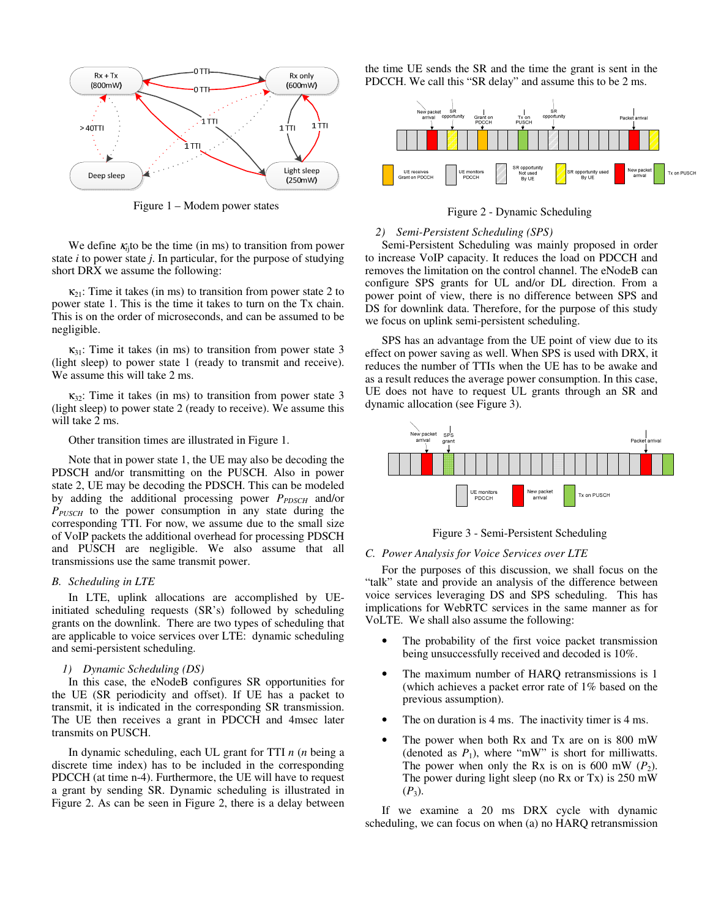Figure 1 – Modem power states

We define $\kappa_{ij}$to be the time (in ms) to transition from power state *i* to power state *j*. In particular, for the purpose of studying short DRX we assume the following:

$\kappa_{21}$: Time it takes (in ms) to transition from power state 2 to power state 1. This is the time it takes to turn on the Tx chain. This is on the order of microseconds, and can be assumed to be negligible.

$\kappa_{31}$: Time it takes (in ms) to transition from power state 3 (light sleep) to power state 1 (ready to transmit and receive). We assume this will take 2 ms.

$\kappa_{32}$: Time it takes (in ms) to transition from power state 3 (light sleep) to power state 2 (ready to receive). We assume this will take 2 ms.

Other transition times are illustrated in Figure 1.

Note that in power state 1, the UE may also be decoding the PDSCH and/or transmitting on the PUSCH. Also in power state 2, UE may be decoding the PDSCH. This can be modeled by adding the additional processing power $P_{PDSCH}$ and/or $P_{PUSCH}$ to the power consumption in any state during the corresponding TTI. For now, we assume due to the small size of VoIP packets the additional overhead for processing PDSCH and PUSCH are negligible. We also assume that all transmissions use the same transmit power.

### *B. Scheduling in LTE*

In LTE, uplink allocations are accomplished by UE-initiated scheduling requests (SR's) followed by scheduling grants on the downlink. There are two types of scheduling that are applicable to voice services over LTE: dynamic scheduling and semi-persistent scheduling.

#### *1) Dynamic Scheduling (DS)*

In this case, the eNodeB configures SR opportunities for the UE (SR periodicity and offset). If UE has a packet to transmit, it is indicated in the corresponding SR opportunity. The UE then receives a grant in PDCCH and 4msec later transmits on PUSCH.

In dynamic scheduling, each UL grant for TTI *n* (*n* being a discrete time index) has to be included in the corresponding PDCCH (at time n-4). Furthermore, the UE will have to request a grant by sending SR. Dynamic scheduling is illustrated in Figure 2. As can be seen in Figure 2, there is a delay between the time UE sends the SR and the time the grant is sent in the PDCCH. We call this "SR delay" and assume this to be 2 ms.

Figure 2 - Dynamic Scheduling

#### *2) Semi-Persistent Scheduling (SPS)*

Semi-Persistent Scheduling was mainly proposed in order to increase VoIP capacity. It reduces the load on PDCCH and removes the limitation on the control channel. The eNodeB can configure SPS grants for UL and/or DL direction. From a power point of view, there is no difference between SPS and DS for downlink data. Therefore, for the purpose of this study we focus on uplink semi-persistent scheduling.

SPS has an advantage from the UE point of view due to its effect on power saving as well. When SPS is used with DRX, it reduces the number of TTIs when the UE has to be awake and as a result reduces the average power consumption. In this case, UE does not have to request UL grants through an SR and dynamic allocation (see Figure 3).

Figure 3 - Semi-Persistent Scheduling

### *C. Power Analysis for Voice Services over LTE*

For the purposes of this discussion, we shall focus on the "talk" state and provide an analysis of the difference between voice services leveraging DS and SPS scheduling. This has implications for WebRTC services in the same manner as for VoLTE. We shall also assume the following:

- The probability of the first voice packet transmission being unsuccessfully received and decoded is 10%.
- The maximum number of HARQ retransmissions is 1 (which achieves a packet error rate of 1% based on the previous assumption).
- The on duration is 4 ms. The inactivity timer is 4 ms.
- The power when both Rx and Tx are on is 800 mW (denoted as $P_1$), where "mW" is short for milliwatts. The power when only the Rx is on is 600 mW ($P_2$). The power during light sleep (no Rx or Tx) is 250 mW ($P_3$).

If we examine a 20 ms DRX cycle with dynamic scheduling, we can focus on when (a) no HARQ retransmission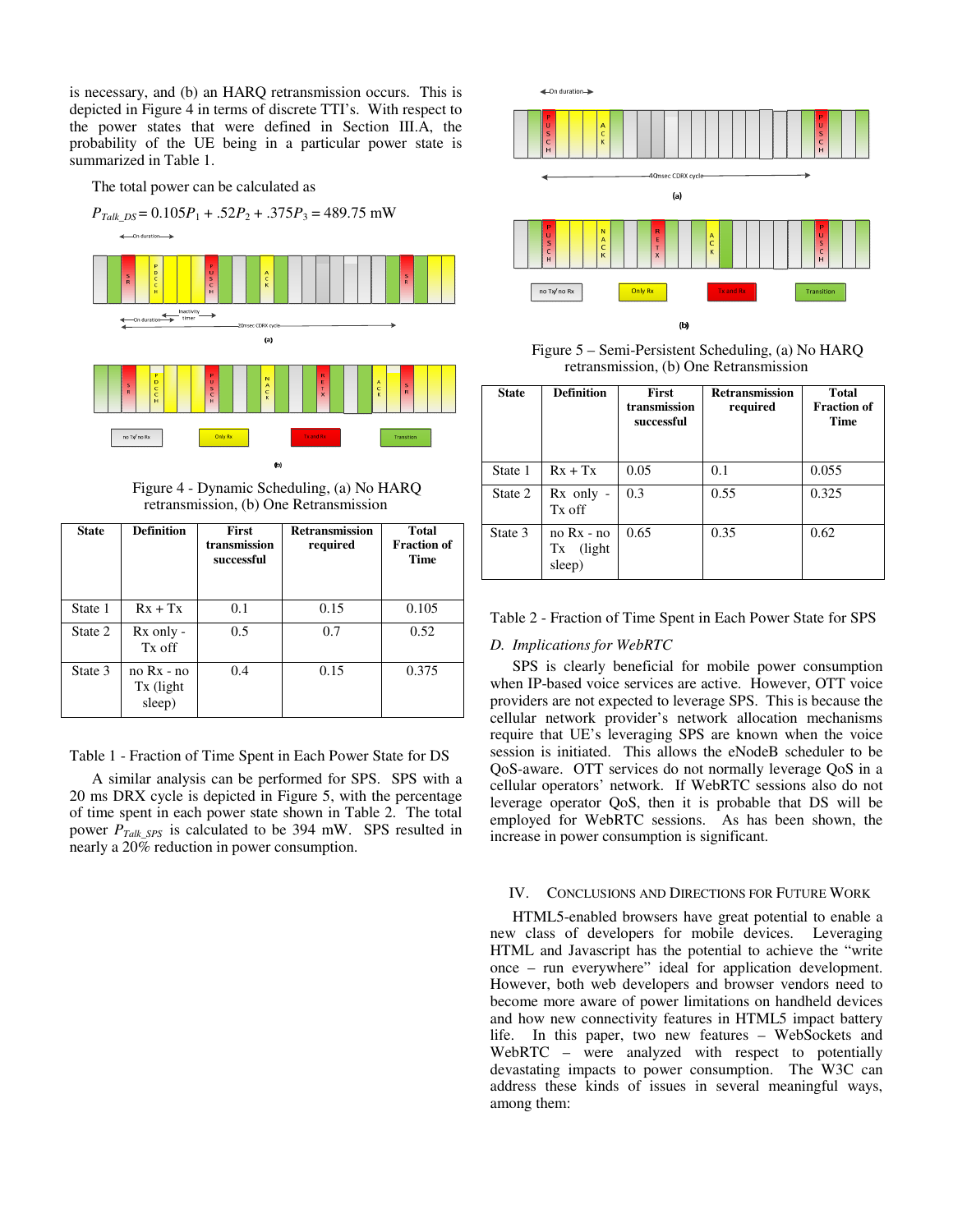is necessary, and (b) an HARQ retransmission occurs. This is depicted in Figure 4 in terms of discrete TTI's. With respect to the power states that were defined in Section III.A, the probability of the UE being in a particular power state is summarized in Table 1.

The total power can be calculated as

$$P_{Talk\_DS} = 0.105P_1 + .52P_2 + .375P_3 = 489.75 \text{ mW}$$

Figure 4 - Dynamic Scheduling, (a) No HARQ retransmission, (b) One Retransmission

| State | Definition | First transmission successful | Retransmission required | Total Fraction of Time |
|---|---|---|---|---|
| State 1 | Rx + Tx | 0.1 | 0.15 | 0.105 |
| State 2 | Rx only - Tx off | 0.5 | 0.7 | 0.52 |
| State 3 | no Rx - no Tx (light sleep) | 0.4 | 0.15 | 0.375 |

Table 1 - Fraction of Time Spent in Each Power State for DS

A similar analysis can be performed for SPS. SPS with a 20 ms DRX cycle is depicted in Figure 5, with the percentage of time spent in each power state shown in Table 2. The total power $P_{Talk\_SPS}$ is calculated to be 394 mW. SPS resulted in nearly a 20% reduction in power consumption.

Figure 5 – Semi-Persistent Scheduling, (a) No HARQ retransmission, (b) One Retransmission

| State | Definition | First transmission successful | Retransmission required | Total Fraction of Time |
|---|---|---|---|---|
| State 1 | Rx + Tx | 0.05 | 0.1 | 0.055 |
| State 2 | Rx only - Tx off | 0.3 | 0.55 | 0.325 |
| State 3 | no Rx - no Tx (light sleep) | 0.65 | 0.35 | 0.62 |

Table 2 - Fraction of Time Spent in Each Power State for SPS

### D. *Implications for WebRTC*

SPS is clearly beneficial for mobile power consumption when IP-based voice services are active. However, OTT voice providers are not expected to leverage SPS. This is because the cellular network provider's network allocation mechanisms require that UE's leveraging SPS are known when the voice session is initiated. This allows the eNodeB scheduler to be QoS-aware. OTT services do not normally leverage QoS in a cellular operators' network. If WebRTC sessions also do not leverage operator QoS, then it is probable that DS will be employed for WebRTC sessions. As has been shown, the increase in power consumption is significant.

## IV. Conclusions and Directions for Future Work

HTML5-enabled browsers have great potential to enable a new class of developers for mobile devices. Leveraging HTML and Javascript has the potential to achieve the "write once – run everywhere" ideal for application development. However, both web developers and browser vendors need to become more aware of power limitations on handheld devices and how new connectivity features in HTML5 impact battery life. In this paper, two new features – WebSockets and WebRTC – were analyzed with respect to potentially devastating impacts to power consumption. The W3C can address these kinds of issues in several meaningful ways, among them: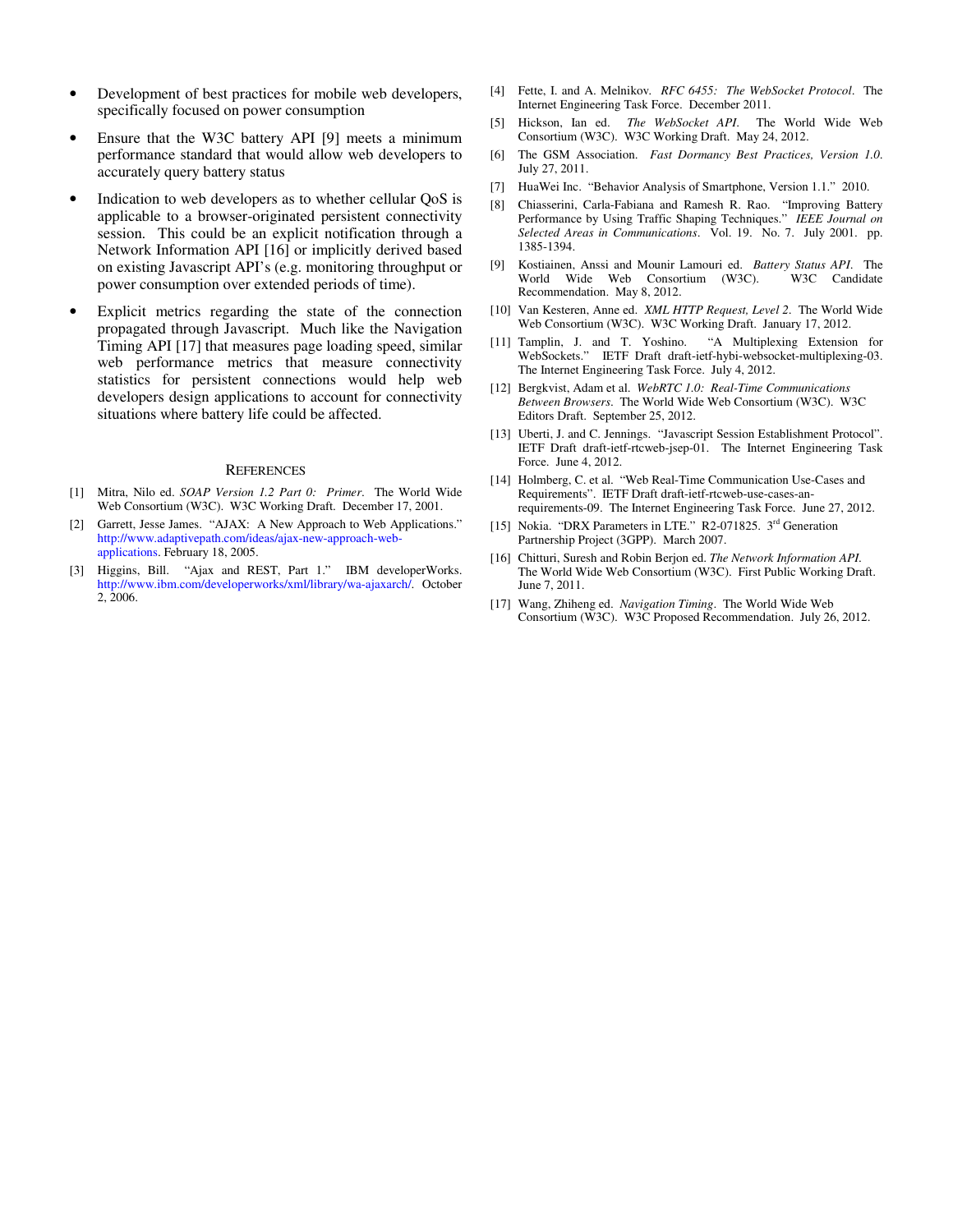- Development of best practices for mobile web developers, specifically focused on power consumption
- Ensure that the W3C battery API [9] meets a minimum performance standard that would allow web developers to accurately query battery status
- Indication to web developers as to whether cellular QoS is applicable to a browser-originated persistent connectivity session. This could be an explicit notification through a Network Information API [16] or implicitly derived based on existing Javascript API's (e.g. monitoring throughput or power consumption over extended periods of time).
- Explicit metrics regarding the state of the connection propagated through Javascript. Much like the Navigation Timing API [17] that measures page loading speed, similar web performance metrics that measure connectivity statistics for persistent connections would help web developers design applications to account for connectivity situations where battery life could be affected.

## References

[1] Mitra, Nilo ed. *SOAP Version 1.2 Part 0: Primer*. The World Wide Web Consortium (W3C). W3C Working Draft. December 17, 2001.

[2] Garrett, Jesse James. "AJAX: A New Approach to Web Applications." http://www.adaptivepath.com/ideas/ajax-new-approach-web-applications. February 18, 2005.

[3] Higgins, Bill. "Ajax and REST, Part 1." IBM developerWorks. http://www.ibm.com/developerworks/xml/library/wa-ajaxarch/. October 2, 2006.

[4] Fette, I. and A. Melnikov. *RFC 6455: The WebSocket Protocol*. The Internet Engineering Task Force. December 2011.

[5] Hickson, Ian ed. *The WebSocket API*. The World Wide Web Consortium (W3C). W3C Working Draft. May 24, 2012.

[6] The GSM Association. *Fast Dormancy Best Practices, Version 1.0*. July 27, 2011.

[7] HuaWei Inc. "Behavior Analysis of Smartphone, Version 1.1." 2010.

[8] Chiasserini, Carla-Fabiana and Ramesh R. Rao. "Improving Battery Performance by Using Traffic Shaping Techniques." *IEEE Journal on Selected Areas in Communications*. Vol. 19. No. 7. July 2001. pp. 1385-1394.

[9] Kostiainen, Anssi and Mounir Lamouri ed. *Battery Status API*. The World Wide Web Consortium (W3C). W3C Candidate Recommendation. May 8, 2012.

[10] Van Kesteren, Anne ed. *XML HTTP Request, Level 2*. The World Wide Web Consortium (W3C). W3C Working Draft. January 17, 2012.

[11] Tamplin, J. and T. Yoshino. "A Multiplexing Extension for WebSockets." IETF Draft draft-ietf-hybi-websocket-multiplexing-03. The Internet Engineering Task Force. July 4, 2012.

[12] Bergkvist, Adam et al. *WebRTC 1.0: Real-Time Communications Between Browsers*. The World Wide Web Consortium (W3C). W3C Editors Draft. September 25, 2012.

[13] Uberti, J. and C. Jennings. "Javascript Session Establishment Protocol". IETF Draft draft-ietf-rtcweb-jsep-01. The Internet Engineering Task Force. June 4, 2012.

[14] Holmberg, C. et al. "Web Real-Time Communication Use-Cases and Requirements". IETF Draft draft-ietf-rtcweb-use-cases-an-requirements-09. The Internet Engineering Task Force. June 27, 2012.

[15] Nokia. "DRX Parameters in LTE." R2-071825. 3rd Generation Partnership Project (3GPP). March 2007.

[16] Chitturi, Suresh and Robin Berjon ed. *The Network Information API*. The World Wide Web Consortium (W3C). First Public Working Draft. June 7, 2011.

[17] Wang, Zhiheng ed. *Navigation Timing*. The World Wide Web Consortium (W3C). W3C Proposed Recommendation. July 26, 2012.